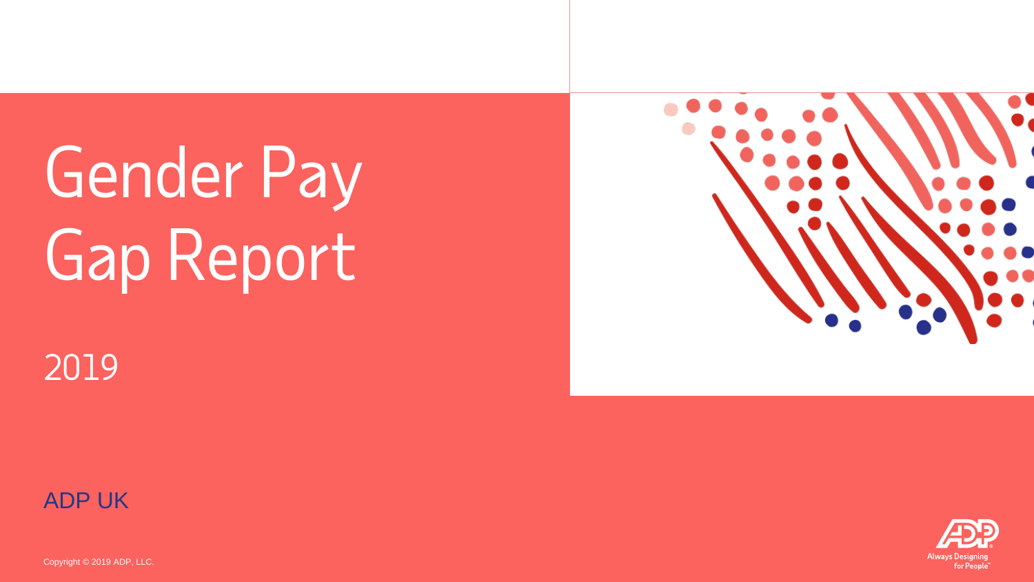# Gender Pay Gap Report

2019

ADP UK

Copyright © 2019 ADP, LLC.

Always Designing for People™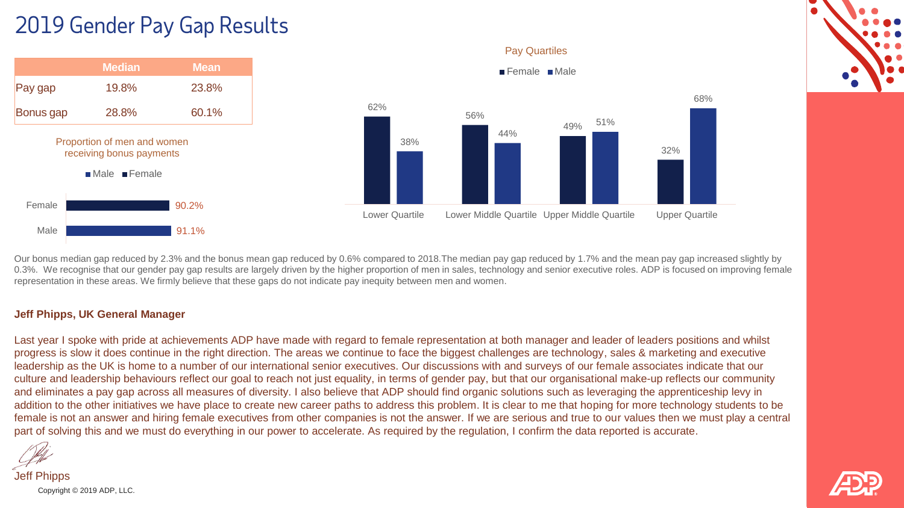# 2019 Gender Pay Gap Results

|  | Median | Mean |
| --- | --- | --- |
| Pay gap | 19.8% | 23.8% |
| Bonus gap | 28.8% | 60.1% |

Proportion of men and women receiving bonus payments

| | Proportion receiving bonus |
| --- | --- |
| Female | 90.2% |
| Male | 91.1% |

Pay Quartiles

| | Lower Quartile | Lower Middle Quartile | Upper Middle Quartile | Upper Quartile |
| --- | --- | --- | --- | --- |
| Female | 62% | 56% | 49% | 32% |
| Male | 38% | 44% | 51% | 68% |

Our bonus median gap reduced by 2.3% and the bonus mean gap reduced by 0.6% compared to 2018.The median pay gap reduced by 1.7% and the mean pay gap increased slightly by 0.3%. We recognise that our gender pay gap results are largely driven by the higher proportion of men in sales, technology and senior executive roles. ADP is focused on improving female representation in these areas. We firmly believe that these gaps do not indicate pay inequity between men and women.

**Jeff Phipps, UK General Manager**

Last year I spoke with pride at achievements ADP have made with regard to female representation at both manager and leader of leaders positions and whilst progress is slow it does continue in the right direction. The areas we continue to face the biggest challenges are technology, sales & marketing and executive leadership as the UK is home to a number of our international senior executives. Our discussions with and surveys of our female associates indicate that our culture and leadership behaviours reflect our goal to reach not just equality, in terms of gender pay, but that our organisational make-up reflects our community and eliminates a pay gap across all measures of diversity. I also believe that ADP should find organic solutions such as leveraging the apprenticeship levy in addition to the other initiatives we have place to create new career paths to address this problem. It is clear to me that hoping for more technology students to be female is not an answer and hiring female executives from other companies is not the answer. If we are serious and true to our values then we must play a central part of solving this and we must do everything in our power to accelerate. As required by the regulation, I confirm the data reported is accurate.

Jeff Phipps

Copyright © 2019 ADP, LLC.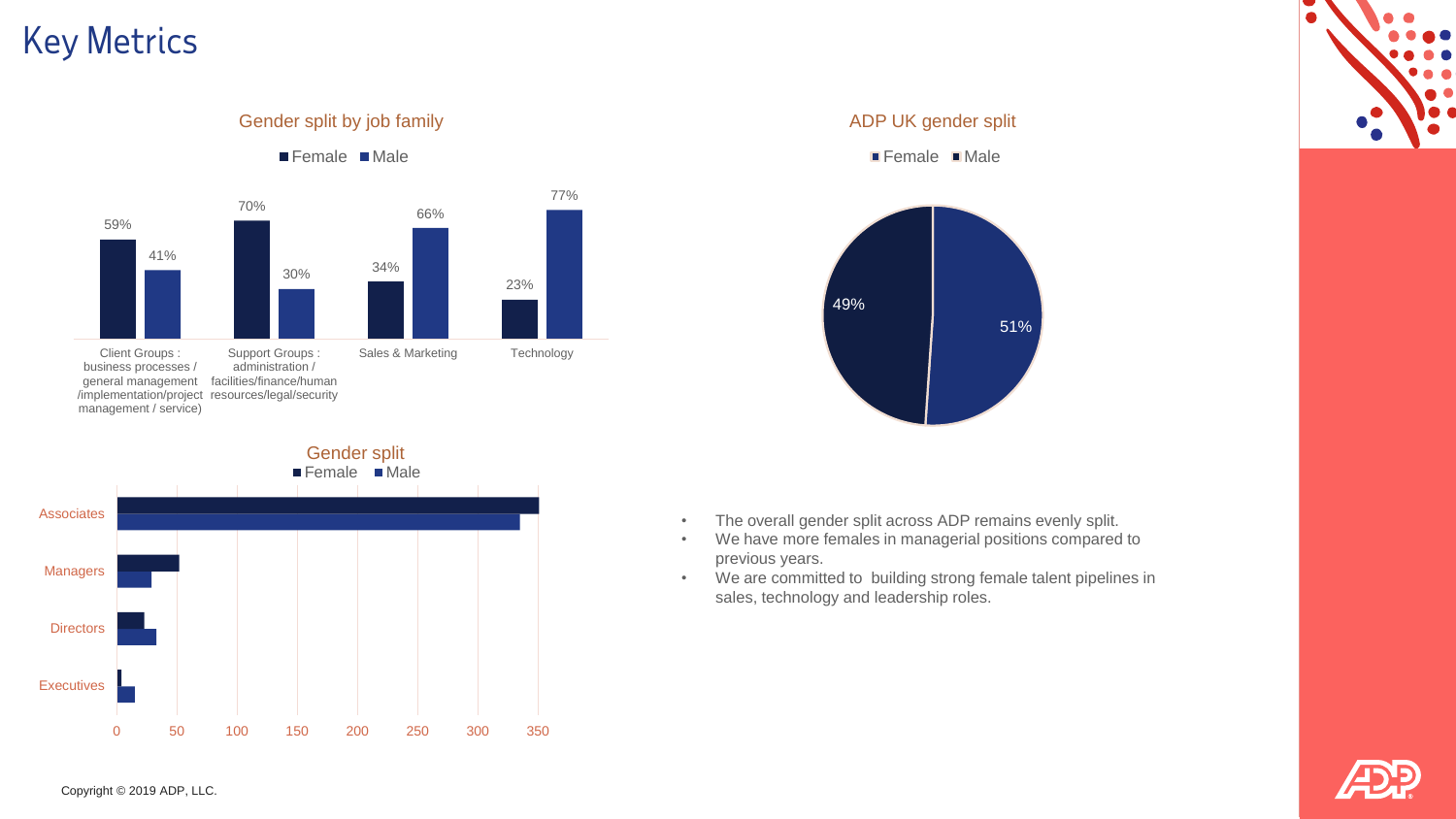# Key Metrics

## Gender split by job family

| Job family | Female | Male |
| --- | --- | --- |
| Client Groups : business processes / general management /implementation/project management / service) | 59% | 41% |
| Support Groups : administration / facilities/finance/human resources/legal/security | 70% | 30% |
| Sales & Marketing | 34% | 66% |
| Technology | 23% | 77% |

## ADP UK gender split

| Female | Male |
| --- | --- |
| 49% | 51% |

## Gender split

Female / Male

Associates, Managers, Directors, Executives

0 50 100 150 200 250 300 350

- The overall gender split across ADP remains evenly split.
- We have more females in managerial positions compared to previous years.
- We are committed to building strong female talent pipelines in sales, technology and leadership roles.

Copyright © 2019 ADP, LLC.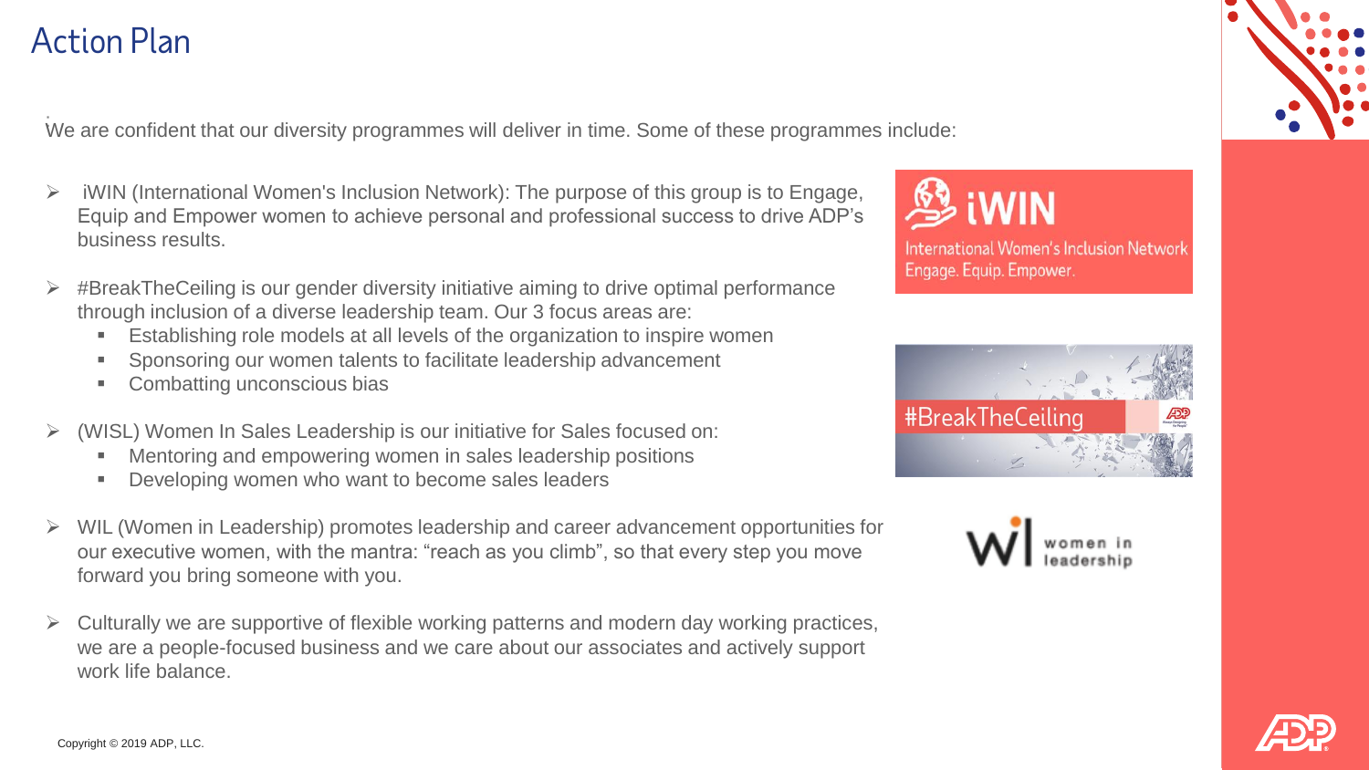# Action Plan

We are confident that our diversity programmes will deliver in time. Some of these programmes include:

- iWIN (International Women's Inclusion Network): The purpose of this group is to Engage, Equip and Empower women to achieve personal and professional success to drive ADP's business results.
- #BreakTheCeiling is our gender diversity initiative aiming to drive optimal performance through inclusion of a diverse leadership team. Our 3 focus areas are:
  - Establishing role models at all levels of the organization to inspire women
  - Sponsoring our women talents to facilitate leadership advancement
  - Combatting unconscious bias
- (WISL) Women In Sales Leadership is our initiative for Sales focused on:
  - Mentoring and empowering women in sales leadership positions
  - Developing women who want to become sales leaders
- WIL (Women in Leadership) promotes leadership and career advancement opportunities for our executive women, with the mantra: "reach as you climb", so that every step you move forward you bring someone with you.
- Culturally we are supportive of flexible working patterns and modern day working practices, we are a people-focused business and we care about our associates and actively support work life balance.

iWIN
International Women's Inclusion Network
Engage. Equip. Empower.

#BreakTheCeiling

women in leadership

Copyright © 2019 ADP, LLC.